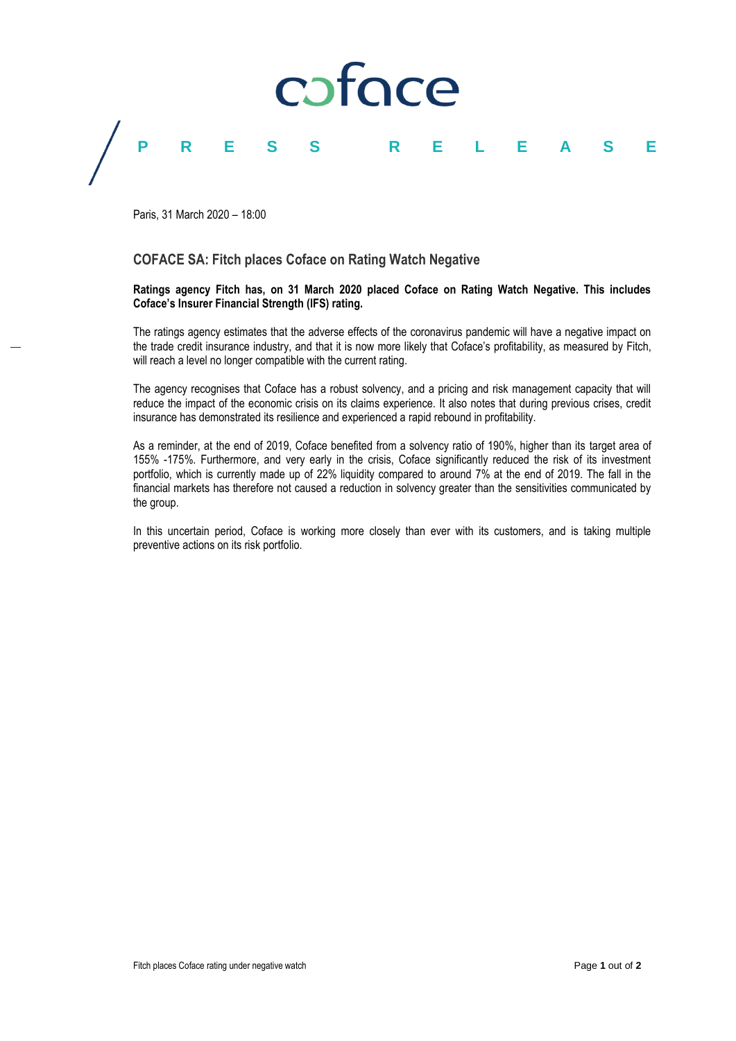# PRESS RELEASE

Paris, 31 March 2020 – 18:00

## COFACE SA: Fitch places Coface on Rating Watch Negative

**Ratings agency Fitch has, on 31 March 2020 placed Coface on Rating Watch Negative. This includes Coface's Insurer Financial Strength (IFS) rating.**

The ratings agency estimates that the adverse effects of the coronavirus pandemic will have a negative impact on the trade credit insurance industry, and that it is now more likely that Coface's profitability, as measured by Fitch, will reach a level no longer compatible with the current rating.

The agency recognises that Coface has a robust solvency, and a pricing and risk management capacity that will reduce the impact of the economic crisis on its claims experience. It also notes that during previous crises, credit insurance has demonstrated its resilience and experienced a rapid rebound in profitability.

As a reminder, at the end of 2019, Coface benefited from a solvency ratio of 190%, higher than its target area of 155% -175%. Furthermore, and very early in the crisis, Coface significantly reduced the risk of its investment portfolio, which is currently made up of 22% liquidity compared to around 7% at the end of 2019. The fall in the financial markets has therefore not caused a reduction in solvency greater than the sensitivities communicated by the group.

In this uncertain period, Coface is working more closely than ever with its customers, and is taking multiple preventive actions on its risk portfolio.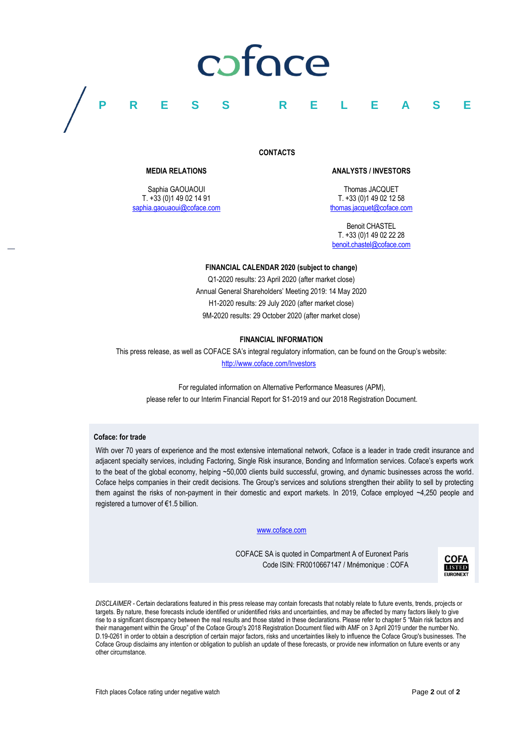**CONTACTS**

**MEDIA RELATIONS**

Saphia GAOUAOUI
T. +33 (0)1 49 02 14 91
saphia.gaouaoui@coface.com

**ANALYSTS / INVESTORS**

Thomas JACQUET
T. +33 (0)1 49 02 12 58
thomas.jacquet@coface.com

Benoit CHASTEL
T. +33 (0)1 49 02 22 28
benoit.chastel@coface.com

**FINANCIAL CALENDAR 2020 (subject to change)**

Q1-2020 results: 23 April 2020 (after market close)
Annual General Shareholders' Meeting 2019: 14 May 2020
H1-2020 results: 29 July 2020 (after market close)
9M-2020 results: 29 October 2020 (after market close)

**FINANCIAL INFORMATION**

This press release, as well as COFACE SA's integral regulatory information, can be found on the Group's website: http://www.coface.com/Investors

For regulated information on Alternative Performance Measures (APM), please refer to our Interim Financial Report for S1-2019 and our 2018 Registration Document.

**Coface: for trade**

With over 70 years of experience and the most extensive international network, Coface is a leader in trade credit insurance and adjacent specialty services, including Factoring, Single Risk insurance, Bonding and Information services. Coface's experts work to the beat of the global economy, helping ~50,000 clients build successful, growing, and dynamic businesses across the world. Coface helps companies in their credit decisions. The Group's services and solutions strengthen their ability to sell by protecting them against the risks of non-payment in their domestic and export markets. In 2019, Coface employed ~4,250 people and registered a turnover of €1.5 billion.

www.coface.com

COFACE SA is quoted in Compartment A of Euronext Paris
Code ISIN: FR0010667147 / Mnémonique : COFA

COFA LISTED EURONEXT

*DISCLAIMER* - Certain declarations featured in this press release may contain forecasts that notably relate to future events, trends, projects or targets. By nature, these forecasts include identified or unidentified risks and uncertainties, and may be affected by many factors likely to give rise to a significant discrepancy between the real results and those stated in these declarations. Please refer to chapter 5 "Main risk factors and their management within the Group" of the Coface Group's 2018 Registration Document filed with AMF on 3 April 2019 under the number No. D.19-0261 in order to obtain a description of certain major factors, risks and uncertainties likely to influence the Coface Group's businesses. The Coface Group disclaims any intention or obligation to publish an update of these forecasts, or provide new information on future events or any other circumstance.